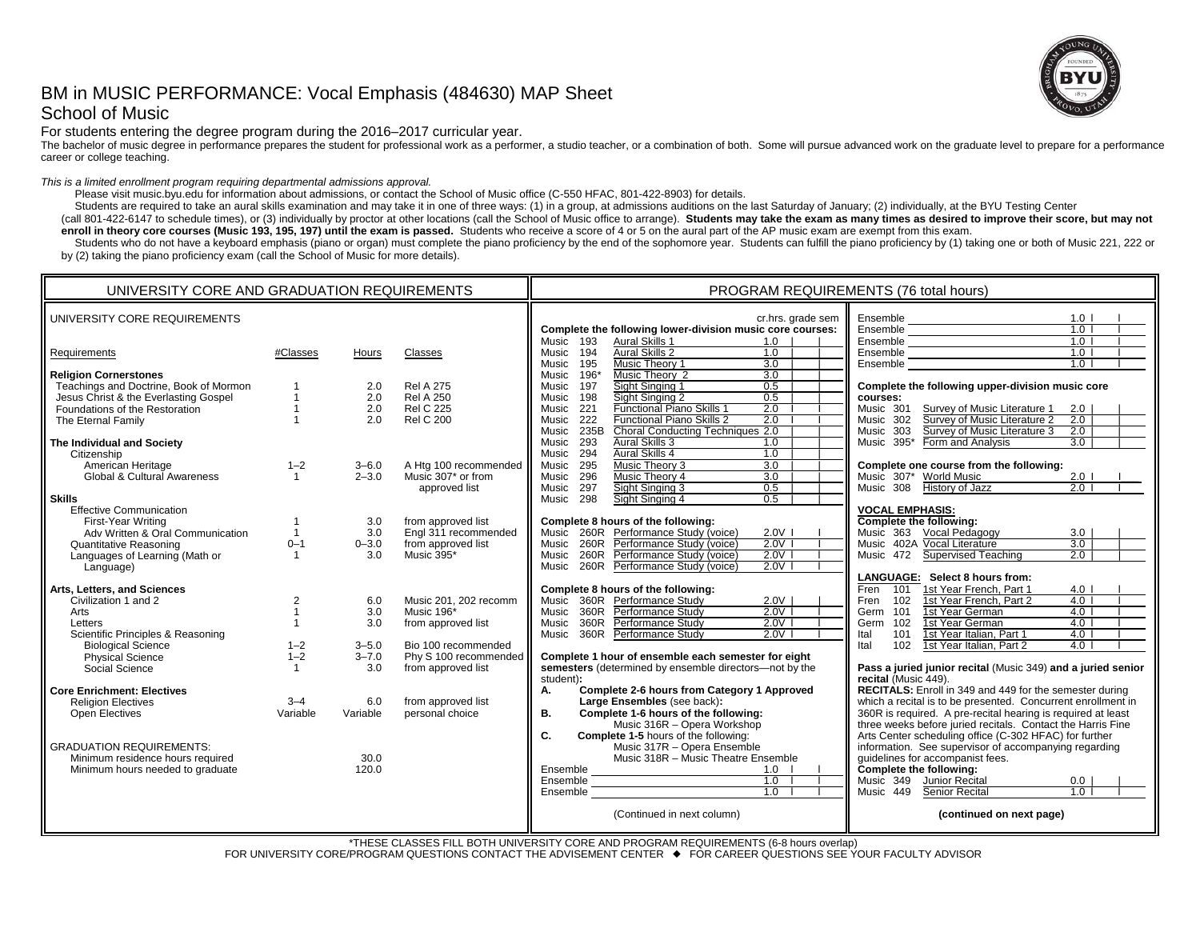# BM in MUSIC PERFORMANCE: Vocal Emphasis (484630) MAP Sheet

## School of Music

For students entering the degree program during the 2016–2017 curricular year.

The bachelor of music degree in performance prepares the student for professional work as a performer, a studio teacher, or a combination of both. Some will pursue advanced work on the graduate level to prepare for a performance career or college teaching.

*This is a limited enrollment program requiring departmental admissions approval.*

Please visit music.byu.edu for information about admissions, or contact the School of Music office (C-550 HFAC, 801-422-8903) for details.

Students are required to take an aural skills examination and may take it in one of three ways: (1) in a group, at admissions auditions on the last Saturday of January; (2) individually, at the BYU Testing Center (call 801-422-6147 to schedule times), or (3) individually by proctor at other locations (call the School of Music office to arrange). **Students may take the exam as many times as desired to improve their score, but may not enroll in theory core courses (Music 193, 195, 197) until the exam is passed.** Students who receive a score of 4 or 5 on the aural part of the AP music exam are exempt from this exam.

Students who do not have a keyboard emphasis (piano or organ) must complete the piano proficiency by the end of the sophomore year. Students can fulfill the piano proficiency by (1) taking one or both of Music 221, 222 or by (2) taking the piano proficiency exam (call the School of Music for more details).

## UNIVERSITY CORE AND GRADUATION REQUIREMENTS

### UNIVERSITY CORE REQUIREMENTS

| Requirements | #Classes | Hours | Classes |
|---|---|---|---|
| **Religion Cornerstones** | | | |
| Teachings and Doctrine, Book of Mormon | 1 | 2.0 | Rel A 275 |
| Jesus Christ & the Everlasting Gospel | 1 | 2.0 | Rel A 250 |
| Foundations of the Restoration | 1 | 2.0 | Rel C 225 |
| The Eternal Family | 1 | 2.0 | Rel C 200 |
| **The Individual and Society** | | | |
| Citizenship | | | |
| American Heritage | 1–2 | 3–6.0 | A Htg 100 recommended |
| Global & Cultural Awareness | 1 | 2–3.0 | Music 307* or from approved list |
| **Skills** | | | |
| Effective Communication | | | |
| First-Year Writing | 1 | 3.0 | from approved list |
| Adv Written & Oral Communication | 1 | 3.0 | Engl 311 recommended |
| Quantitative Reasoning | 0–1 | 0–3.0 | from approved list |
| Languages of Learning (Math or Language) | 1 | 3.0 | Music 395* |
| **Arts, Letters, and Sciences** | | | |
| Civilization 1 and 2 | 2 | 6.0 | Music 201, 202 recomm |
| Arts | 1 | 3.0 | Music 196* |
| Letters | 1 | 3.0 | from approved list |
| Scientific Principles & Reasoning | | | |
| Biological Science | 1–2 | 3–5.0 | Bio 100 recommended |
| Physical Science | 1–2 | 3–7.0 | Phy S 100 recommended |
| Social Science | 1 | 3.0 | from approved list |
| **Core Enrichment: Electives** | | | |
| Religion Electives | 3–4 | 6.0 | from approved list |
| Open Electives | Variable | Variable | personal choice |

GRADUATION REQUIREMENTS:

| | Hours |
|---|---|
| Minimum residence hours required | 30.0 |
| Minimum hours needed to graduate | 120.0 |

## PROGRAM REQUIREMENTS (76 total hours)

**Complete the following lower-division music core courses:**

| Course | Title | cr.hrs. | grade | sem |
|---|---|---|---|---|
| Music 193 | Aural Skills 1 | 1.0 | | |
| Music 194 | Aural Skills 2 | 1.0 | | |
| Music 195 | Music Theory 1 | 3.0 | | |
| Music 196* | Music Theory 2 | 3.0 | | |
| Music 197 | Sight Singing 1 | 0.5 | | |
| Music 198 | Sight Singing 2 | 0.5 | | |
| Music 221 | Functional Piano Skills 1 | 2.0 | | |
| Music 222 | Functional Piano Skills 2 | 2.0 | | |
| Music 235B | Choral Conducting Techniques | 2.0 | | |
| Music 293 | Aural Skills 3 | 1.0 | | |
| Music 294 | Aural Skills 4 | 1.0 | | |
| Music 295 | Music Theory 3 | 3.0 | | |
| Music 296 | Music Theory 4 | 3.0 | | |
| Music 297 | Sight Singing 3 | 0.5 | | |
| Music 298 | Sight Singing 4 | 0.5 | | |

**Complete 8 hours of the following:**

| Course | Title | cr.hrs. | grade | sem |
|---|---|---|---|---|
| Music 260R | Performance Study (voice) | 2.0V | | |
| Music 260R | Performance Study (voice) | 2.0V | | |
| Music 260R | Performance Study (voice) | 2.0V | | |
| Music 260R | Performance Study (voice) | 2.0V | | |

**Complete 8 hours of the following:**

| Course | Title | cr.hrs. | grade | sem |
|---|---|---|---|---|
| Music 360R | Performance Study | 2.0V | | |
| Music 360R | Performance Study | 2.0V | | |
| Music 360R | Performance Study | 2.0V | | |
| Music 360R | Performance Study | 2.0V | | |

**Complete 1 hour of ensemble each semester for eight semesters** (determined by ensemble directors—not by the student)**:**

A. **Complete 2-6 hours from Category 1 Approved Large Ensembles** (see back)**.**

B. **Complete 1-6 hours of the following:**
   Music 316R – Opera Workshop

C. **Complete 1-5** hours of the following:
   Music 317R – Opera Ensemble
   Music 318R – Music Theatre Ensemble

| Course | cr.hrs. | grade | sem |
|---|---|---|---|
| Ensemble | 1.0 | | |
| Ensemble | 1.0 | | |
| Ensemble | 1.0 | | |
| Ensemble | 1.0 | | |
| Ensemble | 1.0 | | |
| Ensemble | 1.0 | | |
| Ensemble | 1.0 | | |
| Ensemble | 1.0 | | |

**Complete the following upper-division music core courses:**

| Course | Title | cr.hrs. | grade | sem |
|---|---|---|---|---|
| Music 301 | Survey of Music Literature 1 | 2.0 | | |
| Music 302 | Survey of Music Literature 2 | 2.0 | | |
| Music 303 | Survey of Music Literature 3 | 2.0 | | |
| Music 395* | Form and Analysis | 3.0 | | |

**Complete one course from the following:**

| Course | Title | cr.hrs. | grade | sem |
|---|---|---|---|---|
| Music 307* | World Music | 2.0 | | |
| Music 308 | History of Jazz | 2.0 | | |

**VOCAL EMPHASIS:**

**Complete the following:**

| Course | Title | cr.hrs. | grade | sem |
|---|---|---|---|---|
| Music 363 | Vocal Pedagogy | 3.0 | | |
| Music 402A | Vocal Literature | 3.0 | | |
| Music 472 | Supervised Teaching | 2.0 | | |

**LANGUAGE: Select 8 hours from:**

| Course | Title | cr.hrs. | grade | sem |
|---|---|---|---|---|
| Fren 101 | 1st Year French, Part 1 | 4.0 | | |
| Fren 102 | 1st Year French, Part 2 | 4.0 | | |
| Germ 101 | 1st Year German | 4.0 | | |
| Germ 102 | 1st Year German | 4.0 | | |
| Ital 101 | 1st Year Italian, Part 1 | 4.0 | | |
| Ital 102 | 1st Year Italian, Part 2 | 4.0 | | |

**Pass a juried junior recital** (Music 349) **and a juried senior recital** (Music 449).

**RECITALS:** Enroll in 349 and 449 for the semester during which a recital is to be presented. Concurrent enrollment in 360R is required. A pre-recital hearing is required at least three weeks before juried recitals. Contact the Harris Fine Arts Center scheduling office (C-302 HFAC) for further information. See supervisor of accompanying regarding guidelines for accompanist fees.

**Complete the following:**

| Course | Title | cr.hrs. | grade | sem |
|---|---|---|---|---|
| Music 349 | Junior Recital | 0.0 | | |
| Music 449 | Senior Recital | 1.0 | | |

**(continued on next page)**

\*THESE CLASSES FILL BOTH UNIVERSITY CORE AND PROGRAM REQUIREMENTS (6-8 hours overlap)

FOR UNIVERSITY CORE/PROGRAM QUESTIONS CONTACT THE ADVISEMENT CENTER ◆ FOR CAREER QUESTIONS SEE YOUR FACULTY ADVISOR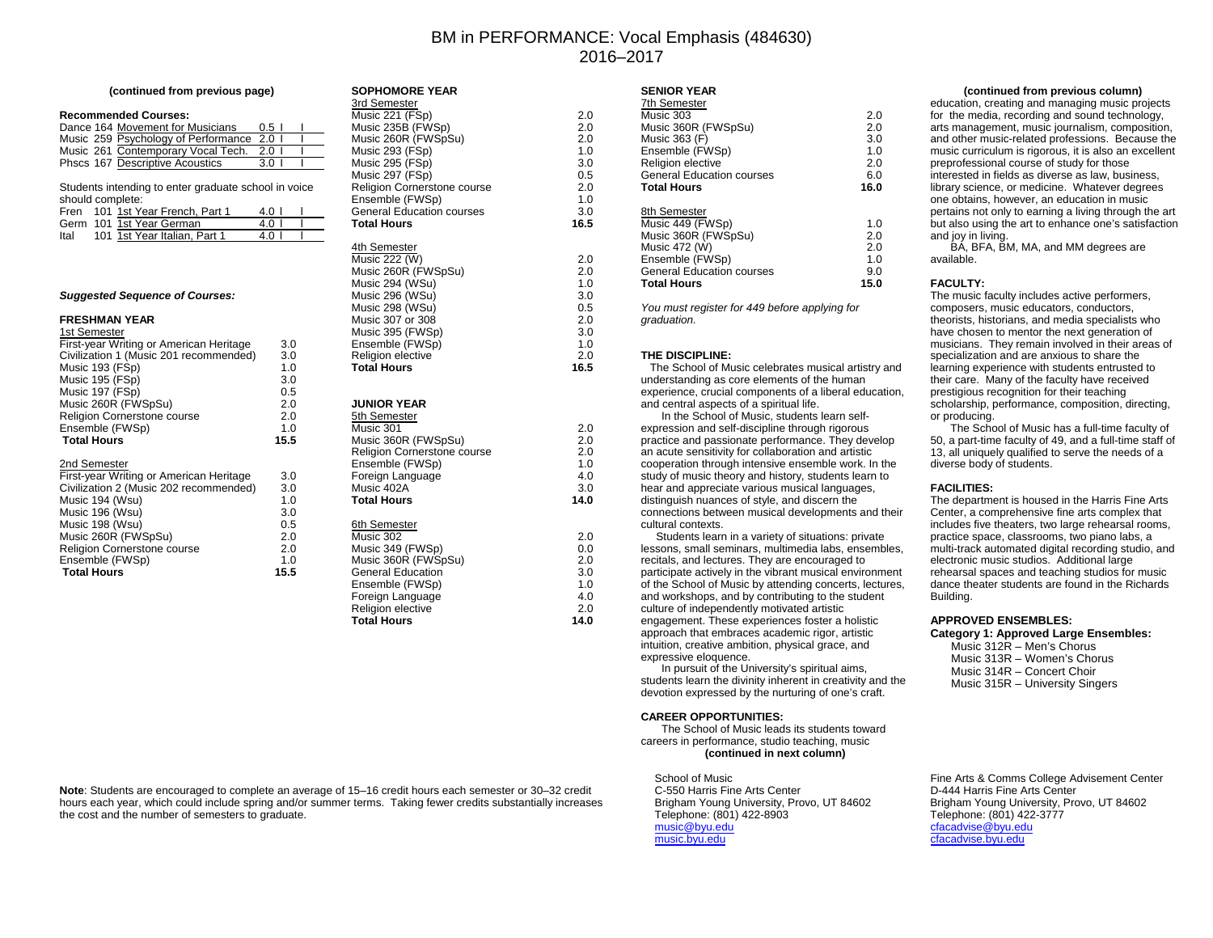# BM in PERFORMANCE: Vocal Emphasis (484630)
2016–2017

**(continued from previous page)**

**Recommended Courses:**

| | | | | |
|---|---|---|---|---|
| Dance 164 | Movement for Musicians | 0.5 | | |
| Music 259 | Psychology of Performance | 2.0 | | |
| Music 261 | Contemporary Vocal Tech. | 2.0 | | |
| Phscs 167 | Descriptive Acoustics | 3.0 | | |

Students intending to enter graduate school in voice should complete:

| | | | | |
|---|---|---|---|---|
| Fren 101 | 1st Year French, Part 1 | 4.0 | | |
| Germ 101 | 1st Year German | 4.0 | | |
| Ital 101 | 1st Year Italian, Part 1 | 4.0 | | |

***Suggested Sequence of Courses:***

**FRESHMAN YEAR**

| 1st Semester | |
|---|---|
| First-year Writing or American Heritage | 3.0 |
| Civilization 1 (Music 201 recommended) | 3.0 |
| Music 193 (FSp) | 1.0 |
| Music 195 (FSp) | 3.0 |
| Music 197 (FSp) | 0.5 |
| Music 260R (FWSpSu) | 2.0 |
| Religion Cornerstone course | 2.0 |
| Ensemble (FWSp) | 1.0 |
| **Total Hours** | **15.5** |

| 2nd Semester | |
|---|---|
| First-year Writing or American Heritage | 3.0 |
| Civilization 2 (Music 202 recommended) | 3.0 |
| Music 194 (Wsu) | 1.0 |
| Music 196 (Wsu) | 3.0 |
| Music 198 (Wsu) | 0.5 |
| Music 260R (FWSpSu) | 2.0 |
| Religion Cornerstone course | 2.0 |
| Ensemble (FWSp) | 1.0 |
| **Total Hours** | **15.5** |

**SOPHOMORE YEAR**

| 3rd Semester | |
|---|---|
| Music 221 (FSp) | 2.0 |
| Music 235B (FWSp) | 2.0 |
| Music 260R (FWSpSu) | 2.0 |
| Music 293 (FSp) | 1.0 |
| Music 295 (FSp) | 3.0 |
| Music 297 (FSp) | 0.5 |
| Religion Cornerstone course | 2.0 |
| Ensemble (FWSp) | 1.0 |
| General Education courses | 3.0 |
| **Total Hours** | **16.5** |

| 4th Semester | |
|---|---|
| Music 222 (W) | 2.0 |
| Music 260R (FWSpSu) | 2.0 |
| Music 294 (WSu) | 1.0 |
| Music 296 (WSu) | 3.0 |
| Music 298 (WSu) | 0.5 |
| Music 307 or 308 | 2.0 |
| Music 395 (FWSp) | 3.0 |
| Ensemble (FWSp) | 1.0 |
| Religion elective | 2.0 |
| **Total Hours** | **16.5** |

**JUNIOR YEAR**

| 5th Semester | |
|---|---|
| Music 301 | 2.0 |
| Music 360R (FWSpSu) | 2.0 |
| Religion Cornerstone course | 2.0 |
| Ensemble (FWSp) | 1.0 |
| Foreign Language | 4.0 |
| Music 402A | 3.0 |
| **Total Hours** | **14.0** |

| 6th Semester | |
|---|---|
| Music 302 | 2.0 |
| Music 349 (FWSp) | 0.0 |
| Music 360R (FWSpSu) | 2.0 |
| General Education | 3.0 |
| Ensemble (FWSp) | 1.0 |
| Foreign Language | 4.0 |
| Religion elective | 2.0 |
| **Total Hours** | **14.0** |

**SENIOR YEAR**

| 7th Semester | |
|---|---|
| Music 303 | 2.0 |
| Music 360R (FWSpSu) | 2.0 |
| Music 363 (F) | 3.0 |
| Ensemble (FWSp) | 1.0 |
| Religion elective | 2.0 |
| General Education courses | 6.0 |
| **Total Hours** | **16.0** |

| 8th Semester | |
|---|---|
| Music 449 (FWSp) | 1.0 |
| Music 360R (FWSpSu) | 2.0 |
| Music 472 (W) | 2.0 |
| Ensemble (FWSp) | 1.0 |
| General Education courses | 9.0 |
| **Total Hours** | **15.0** |

*You must register for 449 before applying for graduation.*

**Note**: Students are encouraged to complete an average of 15–16 credit hours each semester or 30–32 credit hours each year, which could include spring and/or summer terms. Taking fewer credits substantially increases the cost and the number of semesters to graduate.

**THE DISCIPLINE:**

The School of Music celebrates musical artistry and understanding as core elements of the human experience, crucial components of a liberal education, and central aspects of a spiritual life.

In the School of Music, students learn self-expression and self-discipline through rigorous practice and passionate performance. They develop an acute sensitivity for collaboration and artistic cooperation through intensive ensemble work. In the study of music theory and history, students learn to hear and appreciate various musical languages, distinguish nuances of style, and discern the connections between musical developments and their cultural contexts.

Students learn in a variety of situations: private lessons, small seminars, multimedia labs, ensembles, recitals, and lectures. They are encouraged to participate actively in the vibrant musical environment of the School of Music by attending concerts, lectures, and workshops, and by contributing to the student culture of independently motivated artistic engagement. These experiences foster a holistic approach that embraces academic rigor, artistic intuition, creative ambition, physical grace, and expressive eloquence.

In pursuit of the University's spiritual aims, students learn the divinity inherent in creativity and the devotion expressed by the nurturing of one's craft.

**CAREER OPPORTUNITIES:**

The School of Music leads its students toward careers in performance, studio teaching, music education, creating and managing music projects for the media, recording and sound technology, arts management, music journalism, composition, and other music-related professions. Because the music curriculum is rigorous, it is also an excellent preprofessional course of study for those interested in fields as diverse as law, business, library science, or medicine. Whatever degrees one obtains, however, an education in music pertains not only to earning a living through the art but also using the art to enhance one's satisfaction and joy in living.

BA, BFA, BM, MA, and MM degrees are available.

**FACULTY:**

The music faculty includes active performers, composers, music educators, conductors, theorists, historians, and media specialists who have chosen to mentor the next generation of musicians. They remain involved in their areas of specialization and are anxious to share the learning experience with students entrusted to their care. Many of the faculty have received prestigious recognition for their teaching scholarship, performance, composition, directing, or producing.

The School of Music has a full-time faculty of 50, a part-time faculty of 49, and a full-time staff of 13, all uniquely qualified to serve the needs of a diverse body of students.

**FACILITIES:**

The department is housed in the Harris Fine Arts Center, a comprehensive fine arts complex that includes five theaters, two large rehearsal rooms, practice space, classrooms, two piano labs, a multi-track automated digital recording studio, and electronic music studios. Additional large rehearsal spaces and teaching studios for music dance theater students are found in the Richards Building.

**APPROVED ENSEMBLES:**

**Category 1: Approved Large Ensembles:**

- Music 312R – Men's Chorus
- Music 313R – Women's Chorus
- Music 314R – Concert Choir
- Music 315R – University Singers

School of Music
C-550 Harris Fine Arts Center
Brigham Young University, Provo, UT 84602
Telephone: (801) 422-8903
music@byu.edu
music.byu.edu

Fine Arts & Comms College Advisement Center
D-444 Harris Fine Arts Center
Brigham Young University, Provo, UT 84602
Telephone: (801) 422-3777
cfacadvise@byu.edu
cfacadvise.byu.edu